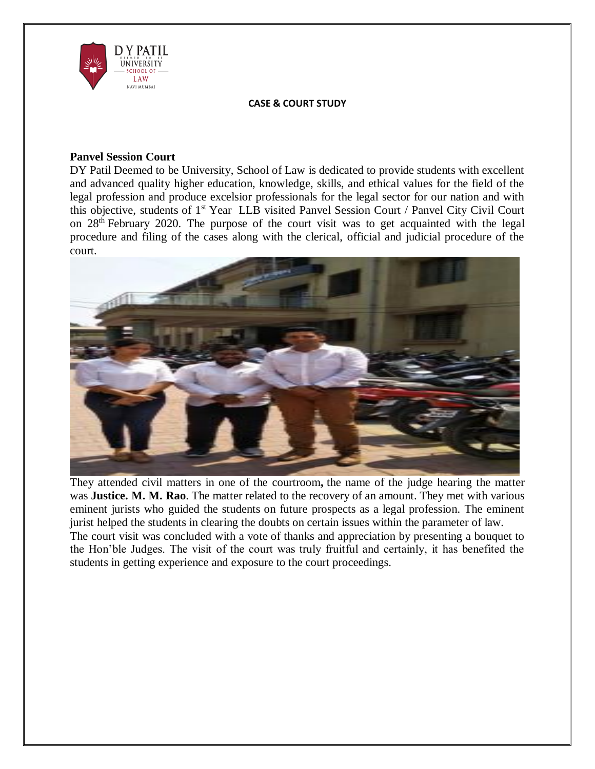**CASE & COURT STUDY**

## Panvel Session Court

DY Patil Deemed to be University, School of Law is dedicated to provide students with excellent and advanced quality higher education, knowledge, skills, and ethical values for the field of the legal profession and produce excelsior professionals for the legal sector for our nation and with this objective, students of 1st Year LLB visited Panvel Session Court / Panvel City Civil Court on 28th February 2020. The purpose of the court visit was to get acquainted with the legal procedure and filing of the cases along with the clerical, official and judicial procedure of the court.

They attended civil matters in one of the courtroom**,** the name of the judge hearing the matter was **Justice. M. M. Rao**. The matter related to the recovery of an amount. They met with various eminent jurists who guided the students on future prospects as a legal profession. The eminent jurist helped the students in clearing the doubts on certain issues within the parameter of law.

The court visit was concluded with a vote of thanks and appreciation by presenting a bouquet to the Hon'ble Judges. The visit of the court was truly fruitful and certainly, it has benefited the students in getting experience and exposure to the court proceedings.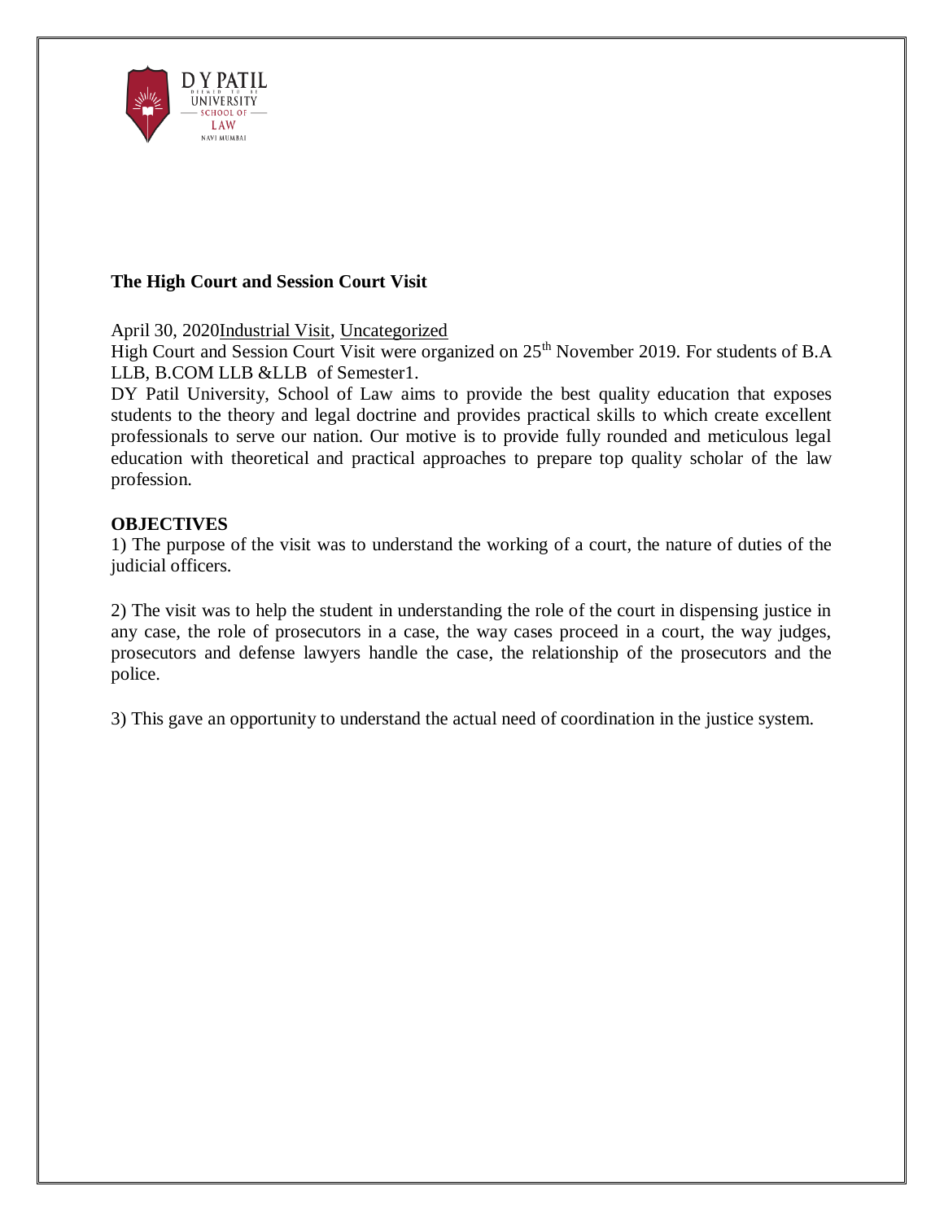## The High Court and Session Court Visit

April 30, 2020Industrial Visit, Uncategorized

High Court and Session Court Visit were organized on 25th November 2019. For students of B.A LLB, B.COM LLB &LLB of Semester1.

DY Patil University, School of Law aims to provide the best quality education that exposes students to the theory and legal doctrine and provides practical skills to which create excellent professionals to serve our nation. Our motive is to provide fully rounded and meticulous legal education with theoretical and practical approaches to prepare top quality scholar of the law profession.

### OBJECTIVES

1) The purpose of the visit was to understand the working of a court, the nature of duties of the judicial officers.

2) The visit was to help the student in understanding the role of the court in dispensing justice in any case, the role of prosecutors in a case, the way cases proceed in a court, the way judges, prosecutors and defense lawyers handle the case, the relationship of the prosecutors and the police.

3) This gave an opportunity to understand the actual need of coordination in the justice system.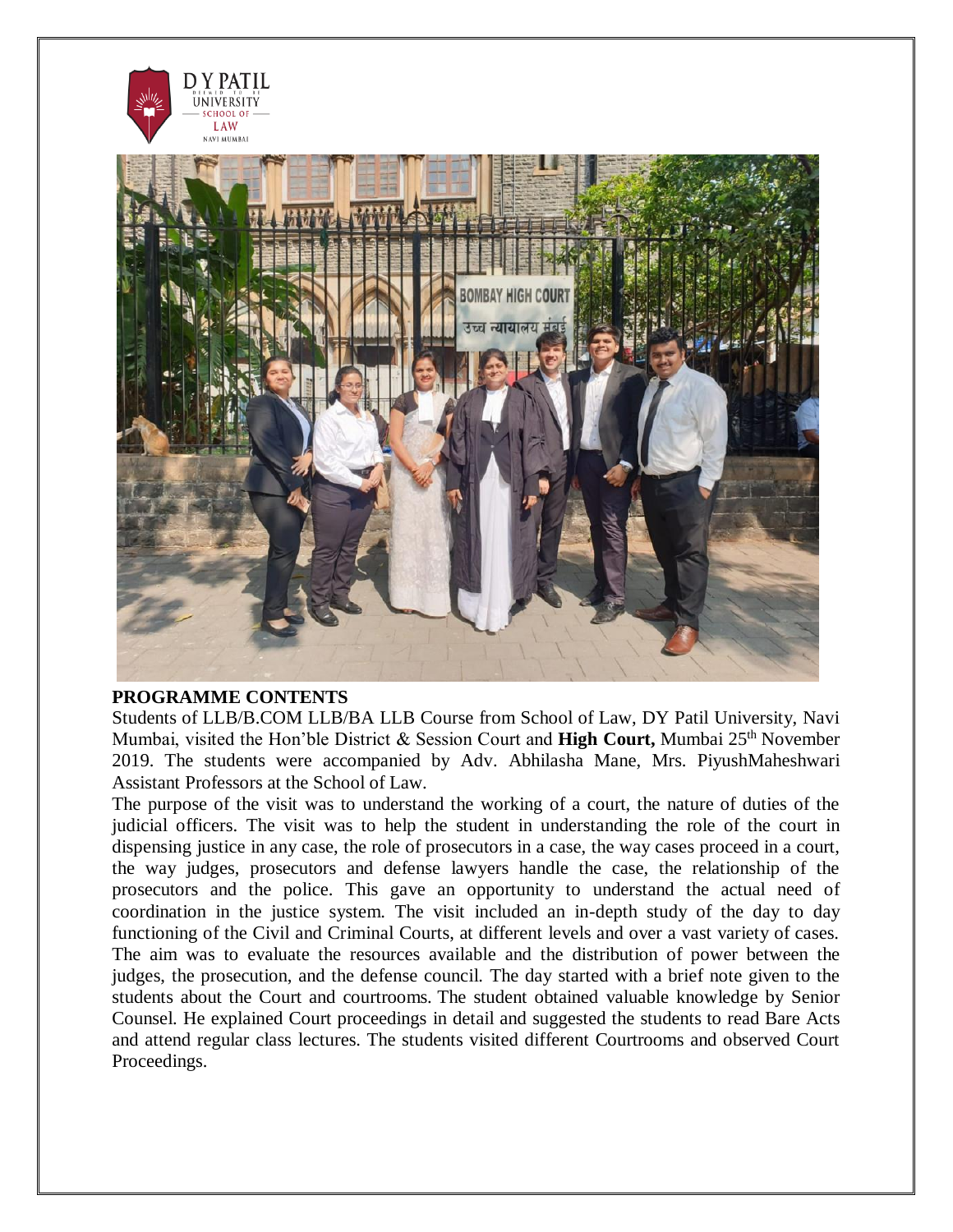**PROGRAMME CONTENTS**

Students of LLB/B.COM LLB/BA LLB Course from School of Law, DY Patil University, Navi Mumbai, visited the Hon'ble District & Session Court and **High Court,** Mumbai 25th November 2019. The students were accompanied by Adv. Abhilasha Mane, Mrs. PiyushMaheshwari Assistant Professors at the School of Law.

The purpose of the visit was to understand the working of a court, the nature of duties of the judicial officers. The visit was to help the student in understanding the role of the court in dispensing justice in any case, the role of prosecutors in a case, the way cases proceed in a court, the way judges, prosecutors and defense lawyers handle the case, the relationship of the prosecutors and the police. This gave an opportunity to understand the actual need of coordination in the justice system. The visit included an in-depth study of the day to day functioning of the Civil and Criminal Courts, at different levels and over a vast variety of cases. The aim was to evaluate the resources available and the distribution of power between the judges, the prosecution, and the defense council. The day started with a brief note given to the students about the Court and courtrooms. The student obtained valuable knowledge by Senior Counsel. He explained Court proceedings in detail and suggested the students to read Bare Acts and attend regular class lectures. The students visited different Courtrooms and observed Court Proceedings.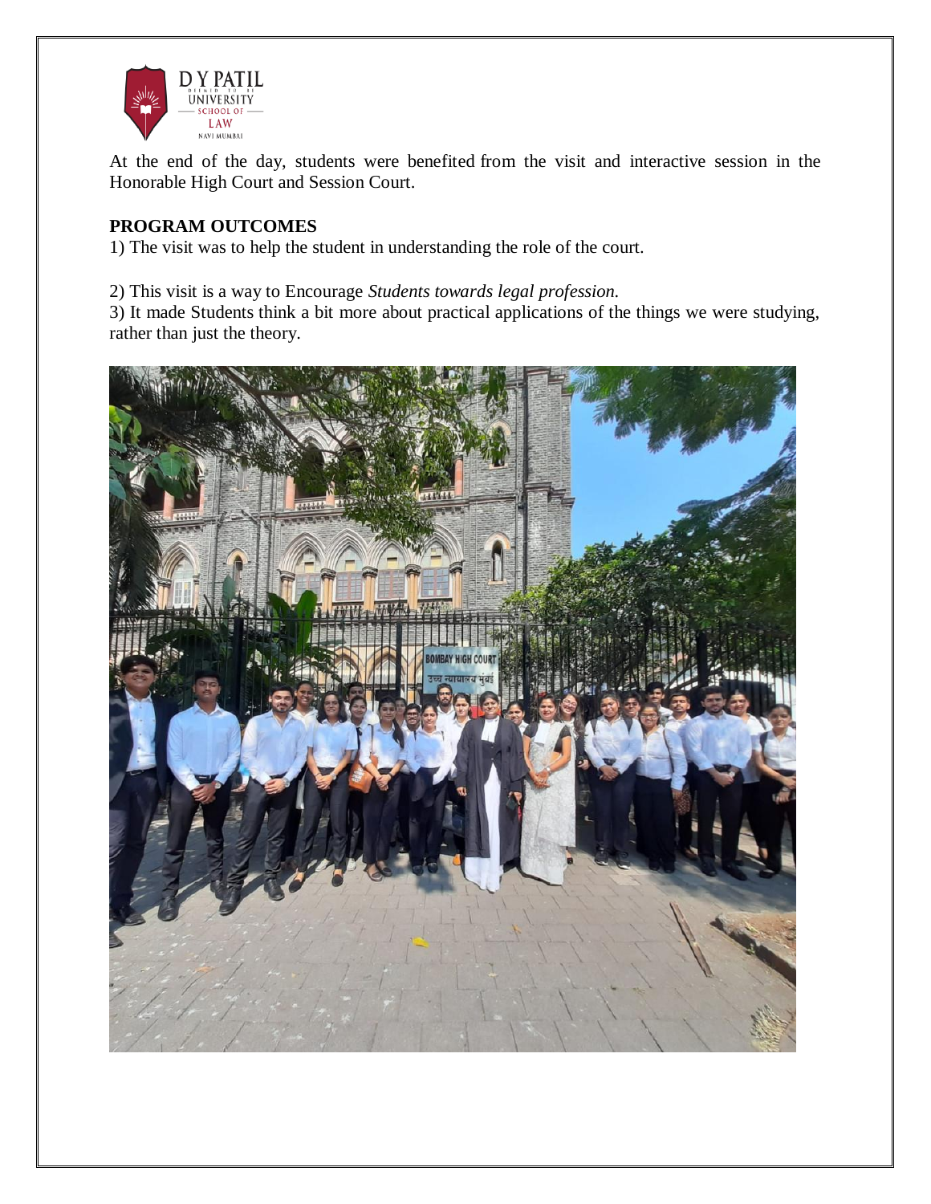At the end of the day, students were benefited from the visit and interactive session in the Honorable High Court and Session Court.

**PROGRAM OUTCOMES**

1) The visit was to help the student in understanding the role of the court.

2) This visit is a way to Encourage *Students towards legal profession.*

3) It made Students think a bit more about practical applications of the things we were studying, rather than just the theory.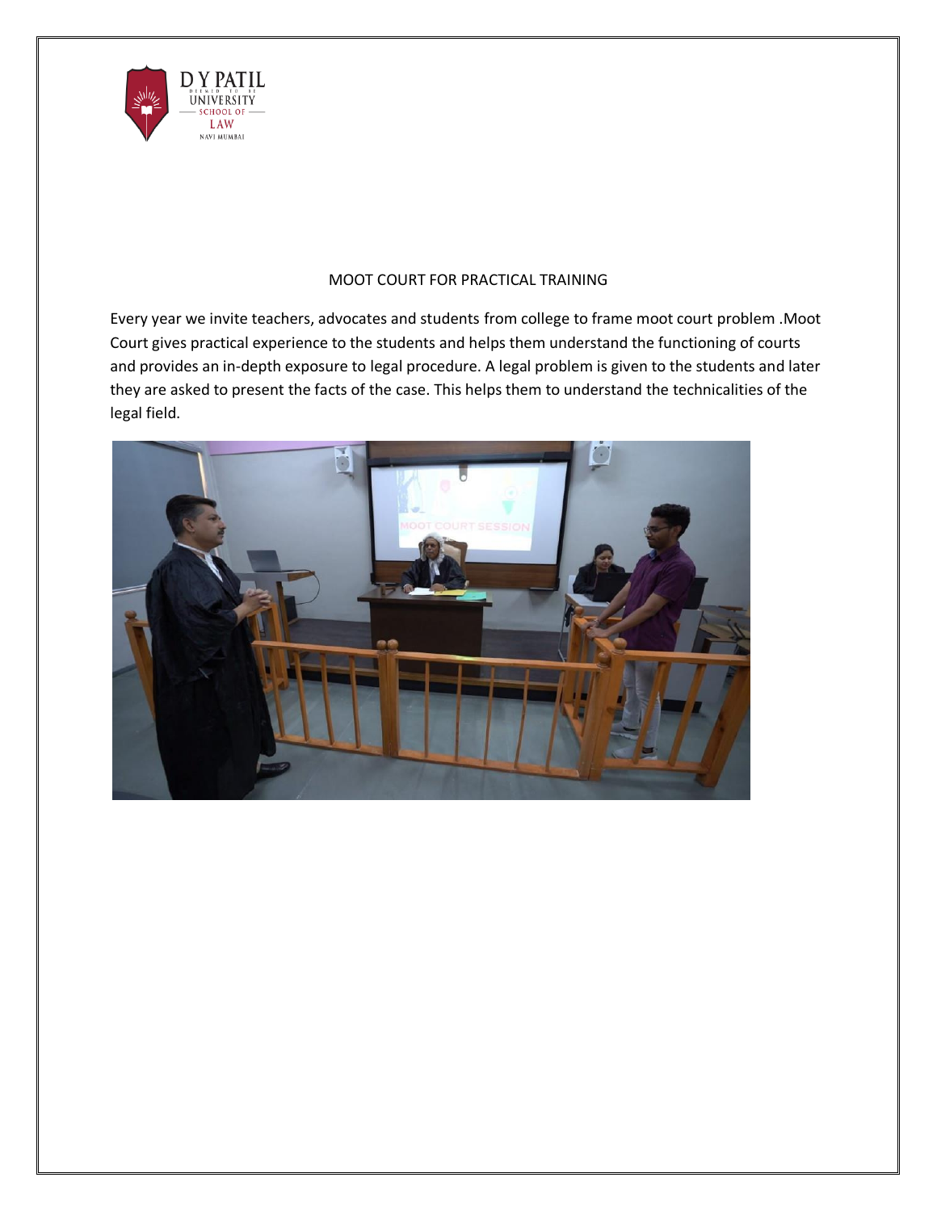MOOT COURT FOR PRACTICAL TRAINING

Every year we invite teachers, advocates and students from college to frame moot court problem .Moot Court gives practical experience to the students and helps them understand the functioning of courts and provides an in-depth exposure to legal procedure. A legal problem is given to the students and later they are asked to present the facts of the case. This helps them to understand the technicalities of the legal field.